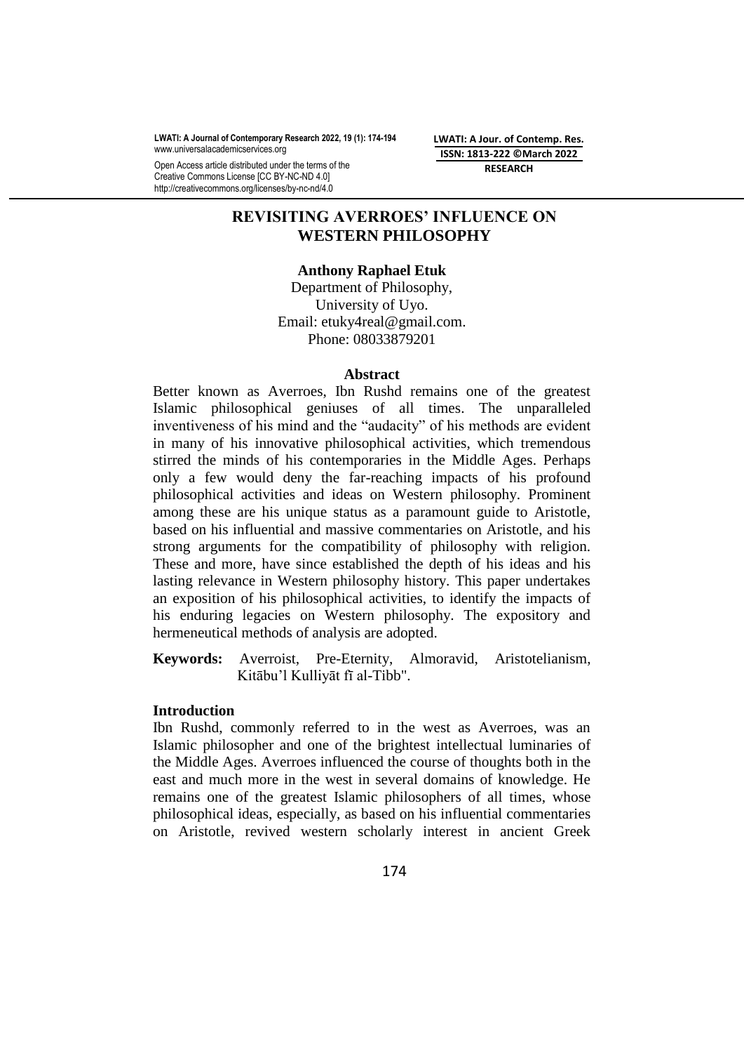# REVISITING AVERROES' INFLUENCE ON WESTERN PHILOSOPHY

**Anthony Raphael Etuk**

Department of Philosophy,
University of Uyo.
Email: etuky4real@gmail.com.
Phone: 08033879201

## Abstract

Better known as Averroes, Ibn Rushd remains one of the greatest Islamic philosophical geniuses of all times. The unparalleled inventiveness of his mind and the "audacity" of his methods are evident in many of his innovative philosophical activities, which tremendous stirred the minds of his contemporaries in the Middle Ages. Perhaps only a few would deny the far-reaching impacts of his profound philosophical activities and ideas on Western philosophy. Prominent among these are his unique status as a paramount guide to Aristotle, based on his influential and massive commentaries on Aristotle, and his strong arguments for the compatibility of philosophy with religion. These and more, have since established the depth of his ideas and his lasting relevance in Western philosophy history. This paper undertakes an exposition of his philosophical activities, to identify the impacts of his enduring legacies on Western philosophy. The expository and hermeneutical methods of analysis are adopted.

**Keywords:** Averroist, Pre-Eternity, Almoravid, Aristotelianism, Kitābu'l Kulliyāt fī al-Tibb".

## Introduction

Ibn Rushd, commonly referred to in the west as Averroes, was an Islamic philosopher and one of the brightest intellectual luminaries of the Middle Ages. Averroes influenced the course of thoughts both in the east and much more in the west in several domains of knowledge. He remains one of the greatest Islamic philosophers of all times, whose philosophical ideas, especially, as based on his influential commentaries on Aristotle, revived western scholarly interest in ancient Greek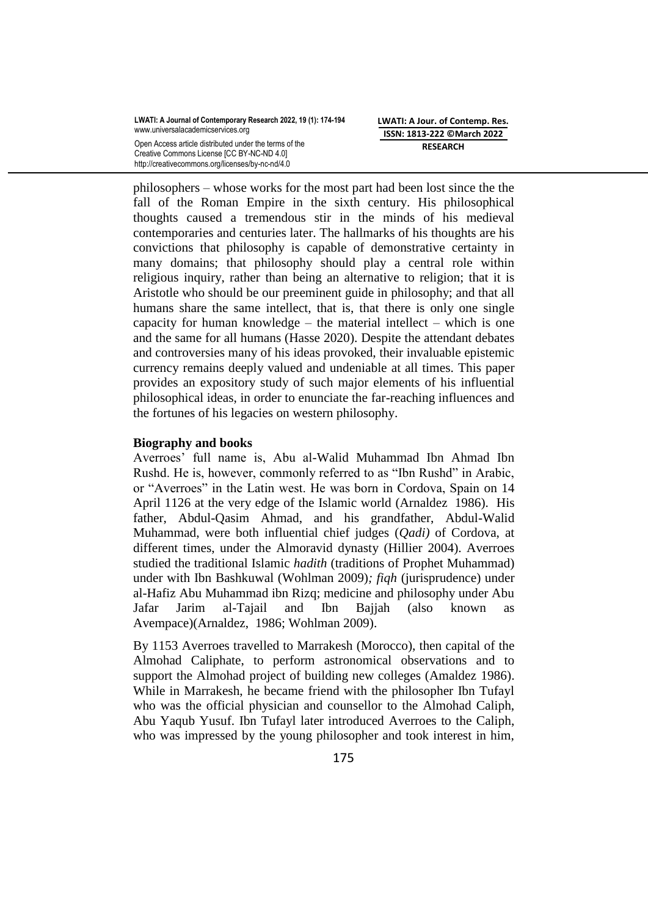philosophers – whose works for the most part had been lost since the the fall of the Roman Empire in the sixth century. His philosophical thoughts caused a tremendous stir in the minds of his medieval contemporaries and centuries later. The hallmarks of his thoughts are his convictions that philosophy is capable of demonstrative certainty in many domains; that philosophy should play a central role within religious inquiry, rather than being an alternative to religion; that it is Aristotle who should be our preeminent guide in philosophy; and that all humans share the same intellect, that is, that there is only one single capacity for human knowledge – the material intellect – which is one and the same for all humans (Hasse 2020). Despite the attendant debates and controversies many of his ideas provoked, their invaluable epistemic currency remains deeply valued and undeniable at all times. This paper provides an expository study of such major elements of his influential philosophical ideas, in order to enunciate the far-reaching influences and the fortunes of his legacies on western philosophy.

**Biography and books**

Averroes' full name is, Abu al-Walid Muhammad Ibn Ahmad Ibn Rushd. He is, however, commonly referred to as "Ibn Rushd" in Arabic, or "Averroes" in the Latin west. He was born in Cordova, Spain on 14 April 1126 at the very edge of the Islamic world (Arnaldez 1986). His father, Abdul-Qasim Ahmad, and his grandfather, Abdul-Walid Muhammad, were both influential chief judges (*Qadi)* of Cordova, at different times, under the Almoravid dynasty (Hillier 2004). Averroes studied the traditional Islamic *hadith* (traditions of Prophet Muhammad) under with Ibn Bashkuwal (Wohlman 2009)*; fiqh* (jurisprudence) under al-Hafiz Abu Muhammad ibn Rizq; medicine and philosophy under Abu Jafar Jarim al-Tajail and Ibn Bajjah (also known as Avempace)(Arnaldez, 1986; Wohlman 2009).

By 1153 Averroes travelled to Marrakesh (Morocco), then capital of the Almohad Caliphate, to perform astronomical observations and to support the Almohad project of building new colleges (Amaldez 1986). While in Marrakesh, he became friend with the philosopher Ibn Tufayl who was the official physician and counsellor to the Almohad Caliph, Abu Yaqub Yusuf. Ibn Tufayl later introduced Averroes to the Caliph, who was impressed by the young philosopher and took interest in him,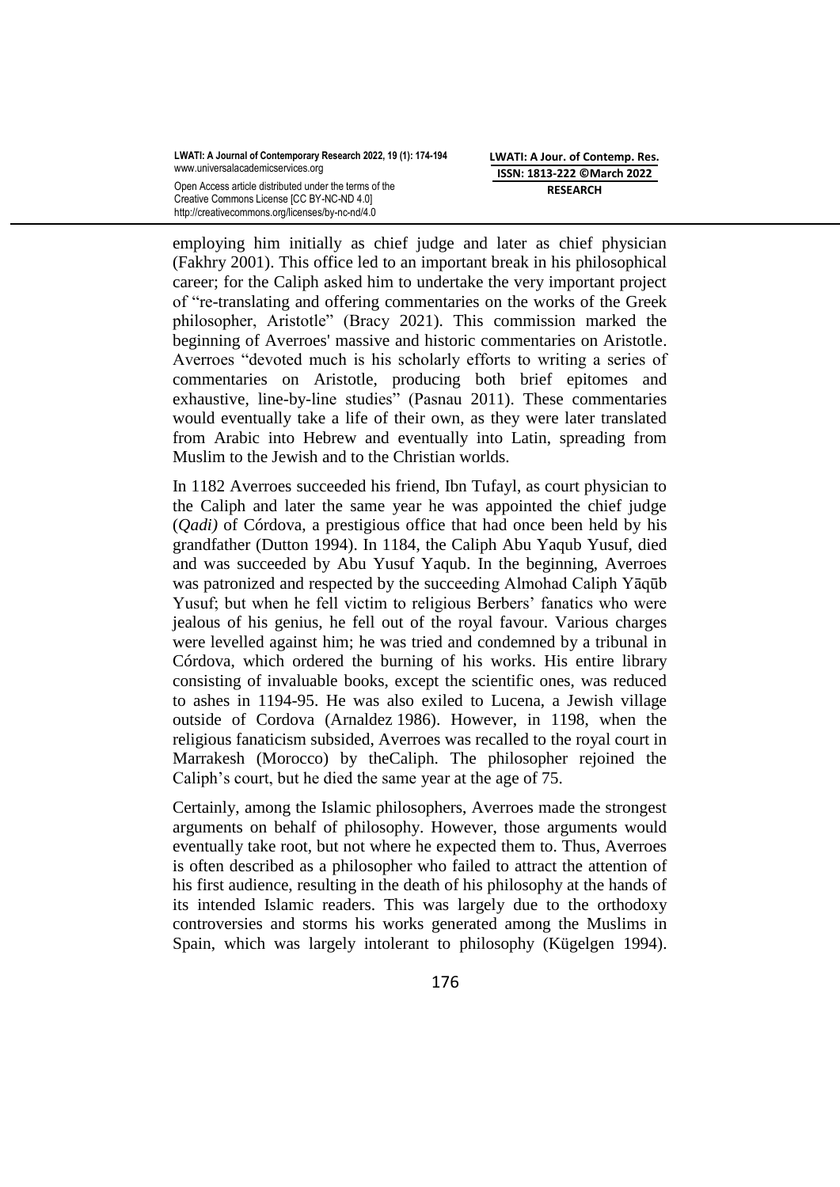employing him initially as chief judge and later as chief physician (Fakhry 2001). This office led to an important break in his philosophical career; for the Caliph asked him to undertake the very important project of "re-translating and offering commentaries on the works of the Greek philosopher, Aristotle" (Bracy 2021). This commission marked the beginning of Averroes' massive and historic commentaries on Aristotle. Averroes "devoted much is his scholarly efforts to writing a series of commentaries on Aristotle, producing both brief epitomes and exhaustive, line-by-line studies" (Pasnau 2011). These commentaries would eventually take a life of their own, as they were later translated from Arabic into Hebrew and eventually into Latin, spreading from Muslim to the Jewish and to the Christian worlds.

In 1182 Averroes succeeded his friend, Ibn Tufayl, as court physician to the Caliph and later the same year he was appointed the chief judge (*Qadi)* of Córdova, a prestigious office that had once been held by his grandfather (Dutton 1994). In 1184, the Caliph Abu Yaqub Yusuf, died and was succeeded by Abu Yusuf Yaqub. In the beginning, Averroes was patronized and respected by the succeeding Almohad Caliph Yāqūb Yusuf; but when he fell victim to religious Berbers' fanatics who were jealous of his genius, he fell out of the royal favour. Various charges were levelled against him; he was tried and condemned by a tribunal in Córdova, which ordered the burning of his works. His entire library consisting of invaluable books, except the scientific ones, was reduced to ashes in 1194-95. He was also exiled to Lucena, a Jewish village outside of Cordova (Arnaldez 1986). However, in 1198, when the religious fanaticism subsided, Averroes was recalled to the royal court in Marrakesh (Morocco) by theCaliph. The philosopher rejoined the Caliph's court, but he died the same year at the age of 75.

Certainly, among the Islamic philosophers, Averroes made the strongest arguments on behalf of philosophy. However, those arguments would eventually take root, but not where he expected them to. Thus, Averroes is often described as a philosopher who failed to attract the attention of his first audience, resulting in the death of his philosophy at the hands of its intended Islamic readers. This was largely due to the orthodoxy controversies and storms his works generated among the Muslims in Spain, which was largely intolerant to philosophy (Kügelgen 1994).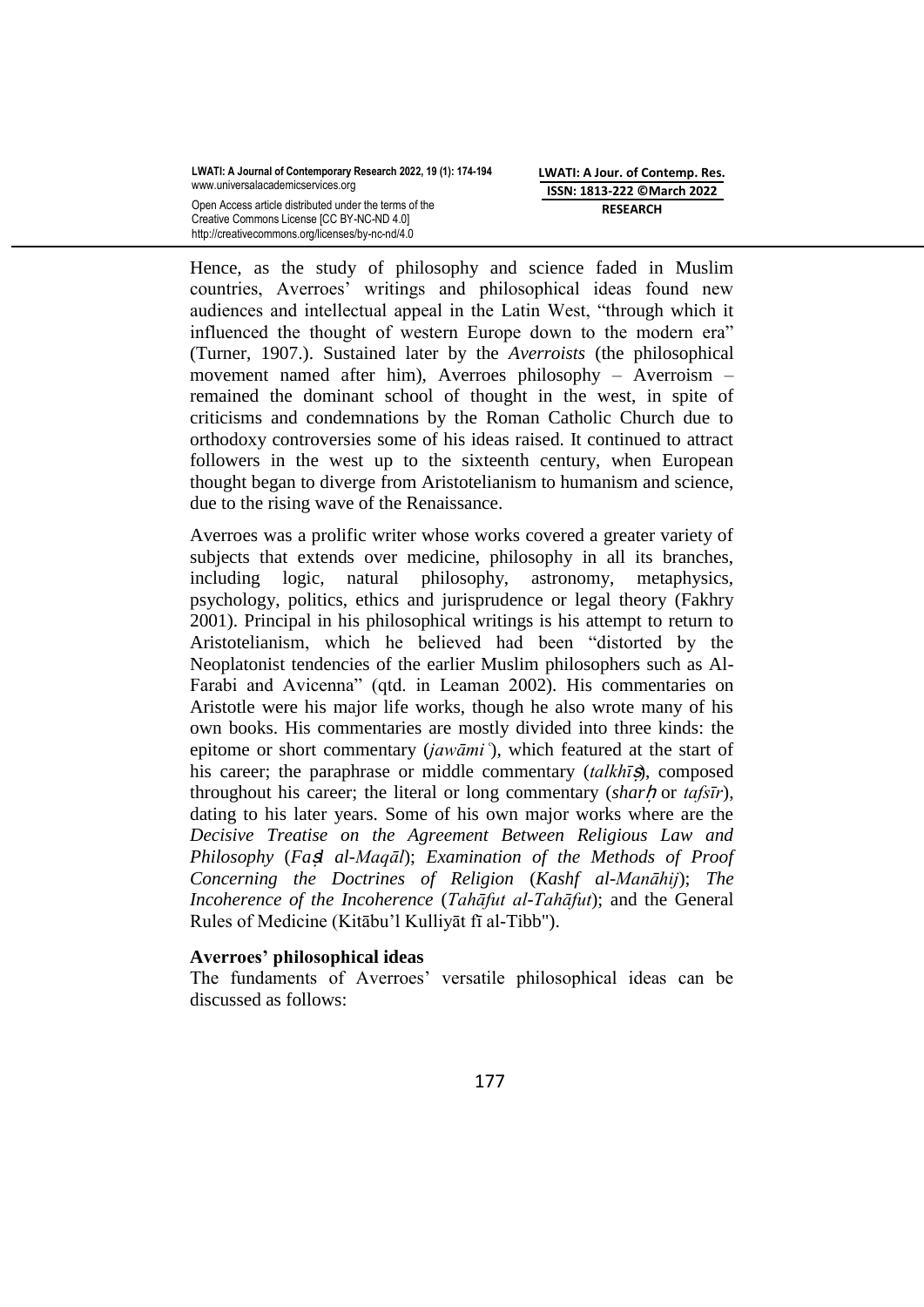Hence, as the study of philosophy and science faded in Muslim countries, Averroes' writings and philosophical ideas found new audiences and intellectual appeal in the Latin West, "through which it influenced the thought of western Europe down to the modern era" (Turner, 1907.). Sustained later by the *Averroists* (the philosophical movement named after him), Averroes philosophy – Averroism – remained the dominant school of thought in the west, in spite of criticisms and condemnations by the Roman Catholic Church due to orthodoxy controversies some of his ideas raised. It continued to attract followers in the west up to the sixteenth century, when European thought began to diverge from Aristotelianism to humanism and science, due to the rising wave of the Renaissance.

Averroes was a prolific writer whose works covered a greater variety of subjects that extends over medicine, philosophy in all its branches, including logic, natural philosophy, astronomy, metaphysics, psychology, politics, ethics and jurisprudence or legal theory (Fakhry 2001). Principal in his philosophical writings is his attempt to return to Aristotelianism, which he believed had been "distorted by the Neoplatonist tendencies of the earlier Muslim philosophers such as Al-Farabi and Avicenna" (qtd. in Leaman 2002). His commentaries on Aristotle were his major life works, though he also wrote many of his own books. His commentaries are mostly divided into three kinds: the epitome or short commentary (*jawāmiʿ*), which featured at the start of his career; the paraphrase or middle commentary (*talkhīṣ*), composed throughout his career; the literal or long commentary (*sharḥ* or *tafsīr*), dating to his later years. Some of his own major works where are the *Decisive Treatise on the Agreement Between Religious Law and Philosophy* (*Faṣl al-Maqāl*); *Examination of the Methods of Proof Concerning the Doctrines of Religion* (*Kashf al-Manāhij*); *The Incoherence of the Incoherence* (*Tahāfut al-Tahāfut*); and the General Rules of Medicine (Kitābu'l Kulliyāt fĩ al-Tibb").

**Averroes' philosophical ideas**

The fundaments of Averroes' versatile philosophical ideas can be discussed as follows: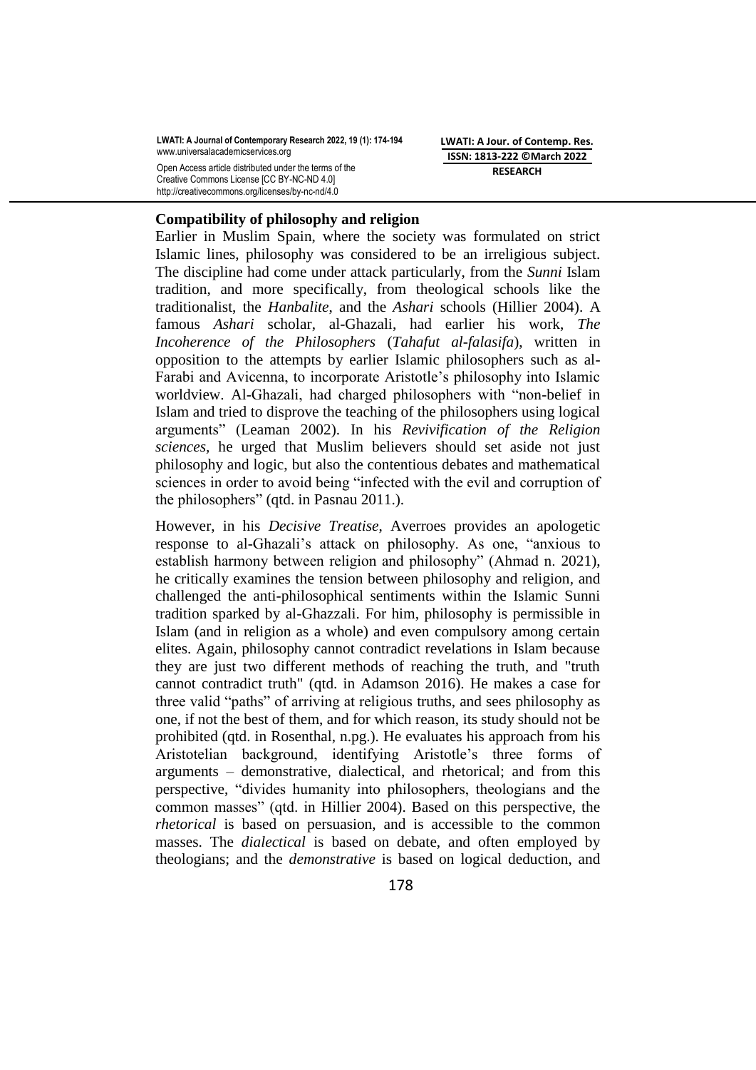**Compatibility of philosophy and religion**

Earlier in Muslim Spain, where the society was formulated on strict Islamic lines, philosophy was considered to be an irreligious subject. The discipline had come under attack particularly, from the *Sunni* Islam tradition, and more specifically, from theological schools like the traditionalist, the *Hanbalite*, and the *Ashari* schools (Hillier 2004). A famous *Ashari* scholar, al-Ghazali, had earlier his work, *The Incoherence of the Philosophers* (*Tahafut al-falasifa*), written in opposition to the attempts by earlier Islamic philosophers such as al-Farabi and Avicenna, to incorporate Aristotle's philosophy into Islamic worldview. Al-Ghazali, had charged philosophers with "non-belief in Islam and tried to disprove the teaching of the philosophers using logical arguments" (Leaman 2002). In his *Revivification of the Religion sciences*, he urged that Muslim believers should set aside not just philosophy and logic, but also the contentious debates and mathematical sciences in order to avoid being "infected with the evil and corruption of the philosophers" (qtd. in Pasnau 2011.).

However, in his *Decisive Treatise*, Averroes provides an apologetic response to al-Ghazali's attack on philosophy. As one, "anxious to establish harmony between religion and philosophy" (Ahmad n. 2021), he critically examines the tension between philosophy and religion, and challenged the anti-philosophical sentiments within the Islamic Sunni tradition sparked by al-Ghazzali. For him, philosophy is permissible in Islam (and in religion as a whole) and even compulsory among certain elites. Again, philosophy cannot contradict revelations in Islam because they are just two different methods of reaching the truth, and "truth cannot contradict truth" (qtd. in Adamson 2016). He makes a case for three valid "paths" of arriving at religious truths, and sees philosophy as one, if not the best of them, and for which reason, its study should not be prohibited (qtd. in Rosenthal, n.pg.). He evaluates his approach from his Aristotelian background, identifying Aristotle's three forms of arguments – demonstrative, dialectical, and rhetorical; and from this perspective, "divides humanity into philosophers, theologians and the common masses" (qtd. in Hillier 2004). Based on this perspective, the *rhetorical* is based on persuasion, and is accessible to the common masses. The *dialectical* is based on debate, and often employed by theologians; and the *demonstrative* is based on logical deduction, and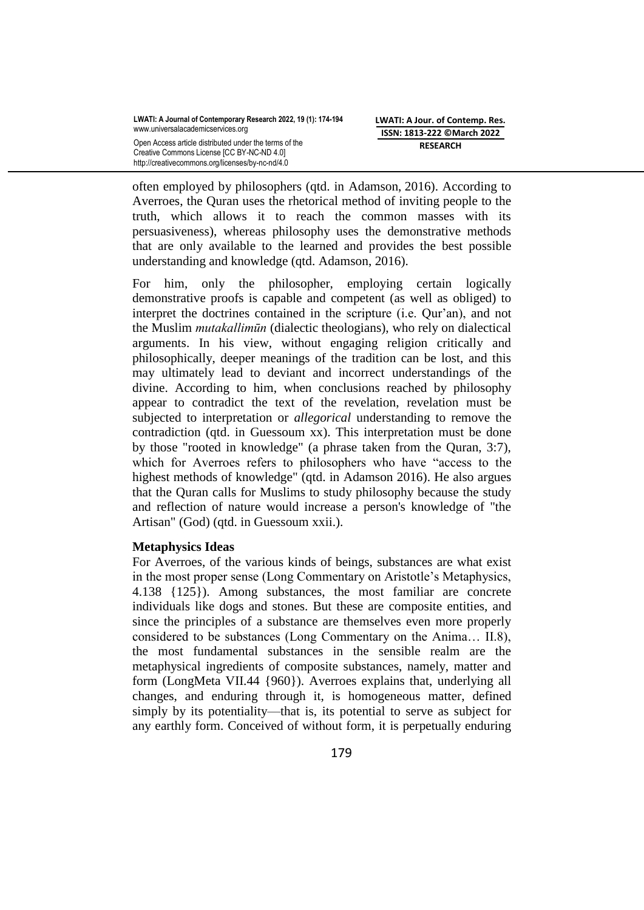often employed by philosophers (qtd. in Adamson, 2016). According to Averroes, the Quran uses the rhetorical method of inviting people to the truth, which allows it to reach the common masses with its persuasiveness), whereas philosophy uses the demonstrative methods that are only available to the learned and provides the best possible understanding and knowledge (qtd. Adamson, 2016).

For him, only the philosopher, employing certain logically demonstrative proofs is capable and competent (as well as obliged) to interpret the doctrines contained in the scripture (i.e. Qur'an), and not the Muslim *mutakallimūn* (dialectic theologians), who rely on dialectical arguments. In his view, without engaging religion critically and philosophically, deeper meanings of the tradition can be lost, and this may ultimately lead to deviant and incorrect understandings of the divine. According to him, when conclusions reached by philosophy appear to contradict the text of the revelation, revelation must be subjected to interpretation or *allegorical* understanding to remove the contradiction (qtd. in Guessoum xx). This interpretation must be done by those "rooted in knowledge" (a phrase taken from the Quran, 3:7), which for Averroes refers to philosophers who have "access to the highest methods of knowledge" (qtd. in Adamson 2016). He also argues that the Quran calls for Muslims to study philosophy because the study and reflection of nature would increase a person's knowledge of "the Artisan" (God) (qtd. in Guessoum xxii.).

**Metaphysics Ideas**

For Averroes, of the various kinds of beings, substances are what exist in the most proper sense (Long Commentary on Aristotle's Metaphysics, 4.138 {125}). Among substances, the most familiar are concrete individuals like dogs and stones. But these are composite entities, and since the principles of a substance are themselves even more properly considered to be substances (Long Commentary on the Anima… II.8), the most fundamental substances in the sensible realm are the metaphysical ingredients of composite substances, namely, matter and form (LongMeta VII.44 {960}). Averroes explains that, underlying all changes, and enduring through it, is homogeneous matter, defined simply by its potentiality—that is, its potential to serve as subject for any earthly form. Conceived of without form, it is perpetually enduring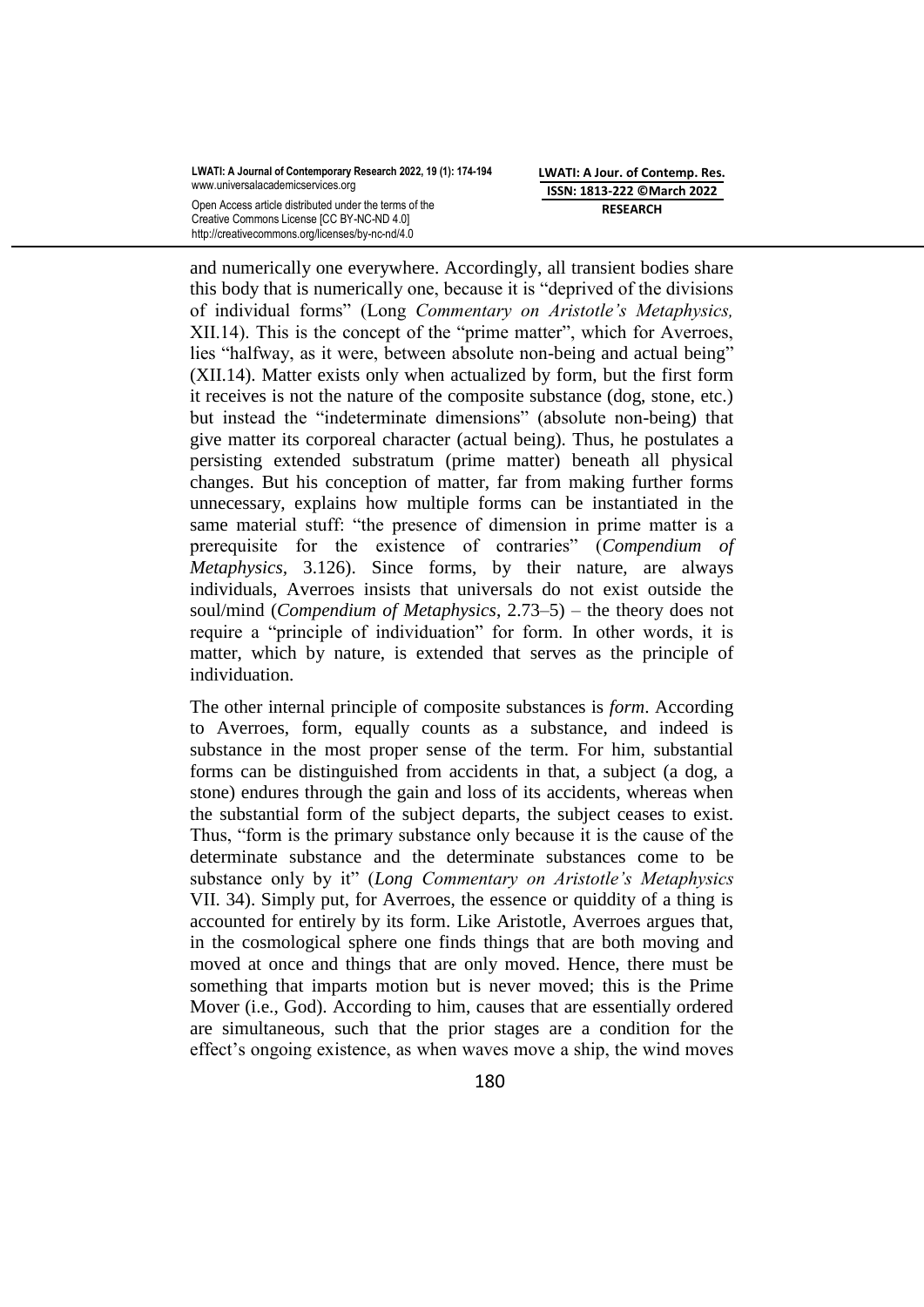and numerically one everywhere. Accordingly, all transient bodies share this body that is numerically one, because it is "deprived of the divisions of individual forms" (Long *Commentary on Aristotle's Metaphysics,* XII.14). This is the concept of the "prime matter", which for Averroes, lies "halfway, as it were, between absolute non-being and actual being" (XII.14). Matter exists only when actualized by form, but the first form it receives is not the nature of the composite substance (dog, stone, etc.) but instead the "indeterminate dimensions" (absolute non-being) that give matter its corporeal character (actual being). Thus, he postulates a persisting extended substratum (prime matter) beneath all physical changes. But his conception of matter, far from making further forms unnecessary, explains how multiple forms can be instantiated in the same material stuff: "the presence of dimension in prime matter is a prerequisite for the existence of contraries" (*Compendium of Metaphysics*, 3.126). Since forms, by their nature, are always individuals, Averroes insists that universals do not exist outside the soul/mind (*Compendium of Metaphysics*, 2.73–5) – the theory does not require a "principle of individuation" for form. In other words, it is matter, which by nature, is extended that serves as the principle of individuation.

The other internal principle of composite substances is *form*. According to Averroes, form, equally counts as a substance, and indeed is substance in the most proper sense of the term. For him, substantial forms can be distinguished from accidents in that, a subject (a dog, a stone) endures through the gain and loss of its accidents, whereas when the substantial form of the subject departs, the subject ceases to exist. Thus, "form is the primary substance only because it is the cause of the determinate substance and the determinate substances come to be substance only by it" (*Long Commentary on Aristotle's Metaphysics* VII. 34). Simply put, for Averroes, the essence or quiddity of a thing is accounted for entirely by its form. Like Aristotle, Averroes argues that, in the cosmological sphere one finds things that are both moving and moved at once and things that are only moved. Hence, there must be something that imparts motion but is never moved; this is the Prime Mover (i.e., God). According to him, causes that are essentially ordered are simultaneous, such that the prior stages are a condition for the effect's ongoing existence, as when waves move a ship, the wind moves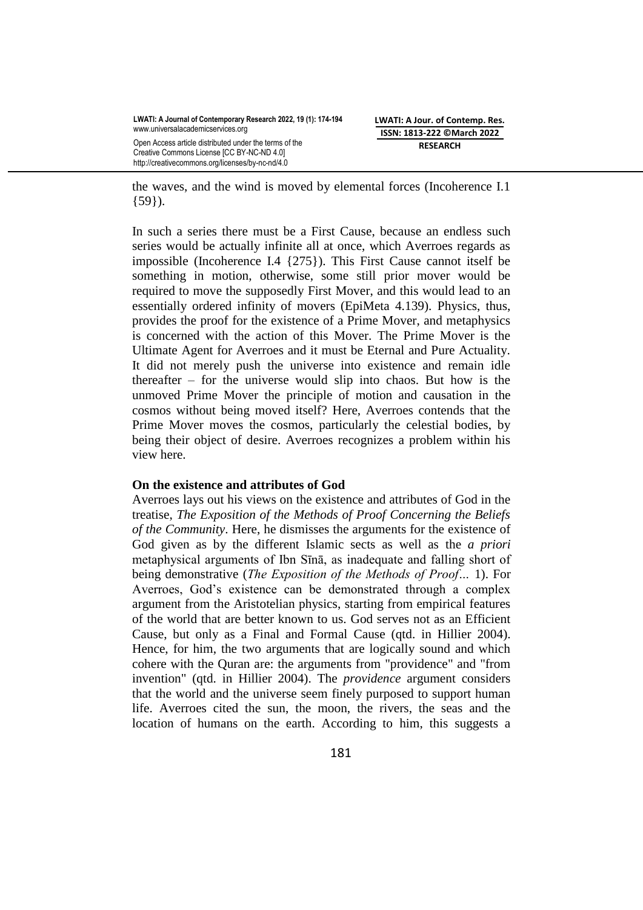the waves, and the wind is moved by elemental forces (Incoherence I.1 {59}).

In such a series there must be a First Cause, because an endless such series would be actually infinite all at once, which Averroes regards as impossible (Incoherence I.4 {275}). This First Cause cannot itself be something in motion, otherwise, some still prior mover would be required to move the supposedly First Mover, and this would lead to an essentially ordered infinity of movers (EpiMeta 4.139). Physics, thus, provides the proof for the existence of a Prime Mover, and metaphysics is concerned with the action of this Mover. The Prime Mover is the Ultimate Agent for Averroes and it must be Eternal and Pure Actuality. It did not merely push the universe into existence and remain idle thereafter – for the universe would slip into chaos. But how is the unmoved Prime Mover the principle of motion and causation in the cosmos without being moved itself? Here, Averroes contends that the Prime Mover moves the cosmos, particularly the celestial bodies, by being their object of desire. Averroes recognizes a problem within his view here.

**On the existence and attributes of God**

Averroes lays out his views on the existence and attributes of God in the treatise, *The Exposition of the Methods of Proof Concerning the Beliefs of the Community*. Here, he dismisses the arguments for the existence of God given as by the different Islamic sects as well as the *a priori* metaphysical arguments of Ibn Sīnā, as inadequate and falling short of being demonstrative (*The Exposition of the Methods of Proof…* 1). For Averroes, God's existence can be demonstrated through a complex argument from the Aristotelian physics, starting from empirical features of the world that are better known to us. God serves not as an Efficient Cause, but only as a Final and Formal Cause (qtd. in Hillier 2004). Hence, for him, the two arguments that are logically sound and which cohere with the Quran are: the arguments from "providence" and "from invention" (qtd. in Hillier 2004). The *providence* argument considers that the world and the universe seem finely purposed to support human life. Averroes cited the sun, the moon, the rivers, the seas and the location of humans on the earth. According to him, this suggests a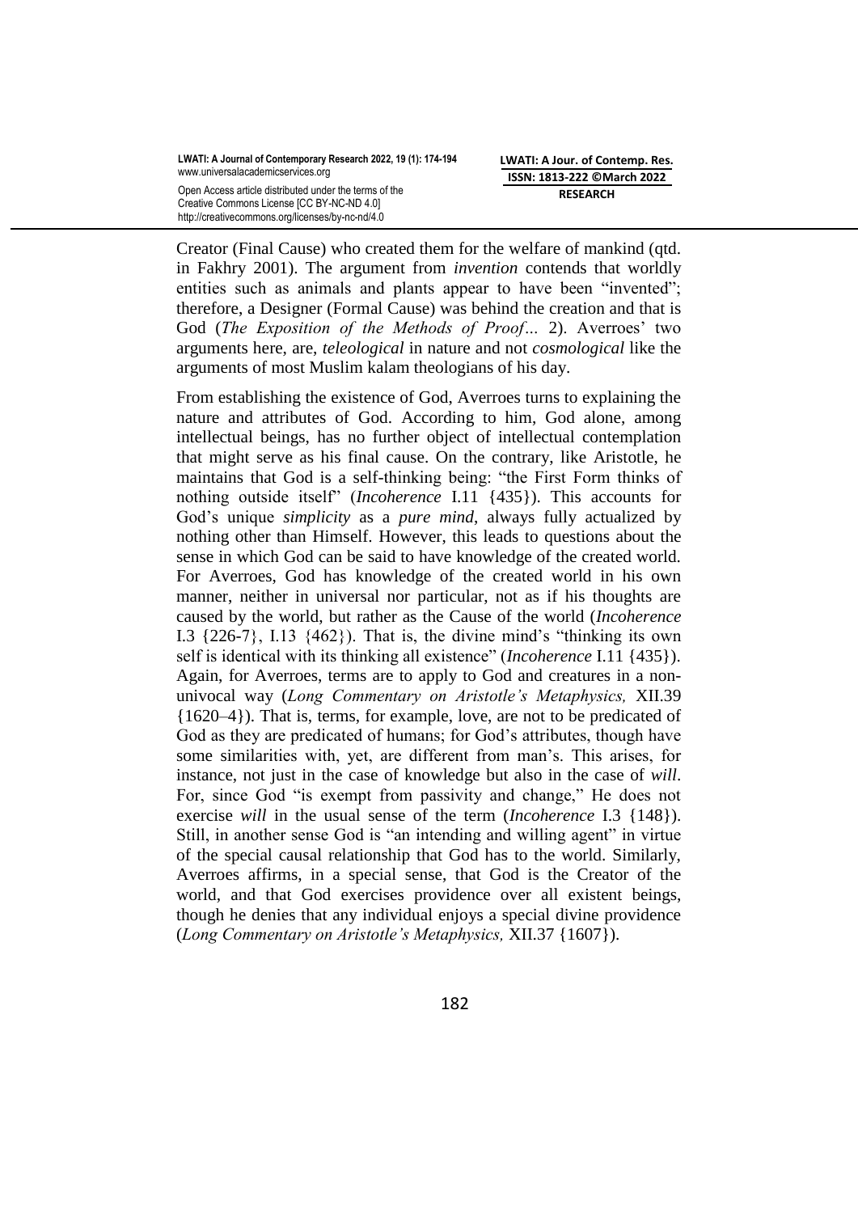Creator (Final Cause) who created them for the welfare of mankind (qtd. in Fakhry 2001). The argument from *invention* contends that worldly entities such as animals and plants appear to have been "invented"; therefore, a Designer (Formal Cause) was behind the creation and that is God (*The Exposition of the Methods of Proof…* 2). Averroes' two arguments here, are, *teleological* in nature and not *cosmological* like the arguments of most Muslim kalam theologians of his day.

From establishing the existence of God, Averroes turns to explaining the nature and attributes of God. According to him, God alone, among intellectual beings, has no further object of intellectual contemplation that might serve as his final cause. On the contrary, like Aristotle, he maintains that God is a self-thinking being: "the First Form thinks of nothing outside itself" (*Incoherence* I.11 {435}). This accounts for God's unique *simplicity* as a *pure mind*, always fully actualized by nothing other than Himself. However, this leads to questions about the sense in which God can be said to have knowledge of the created world. For Averroes, God has knowledge of the created world in his own manner, neither in universal nor particular, not as if his thoughts are caused by the world, but rather as the Cause of the world (*Incoherence* I.3 {226-7}, I.13 {462}). That is, the divine mind's "thinking its own self is identical with its thinking all existence" (*Incoherence* I.11 {435}). Again, for Averroes, terms are to apply to God and creatures in a non-univocal way (*Long Commentary on Aristotle's Metaphysics,* XII.39 {1620–4}). That is, terms, for example, love, are not to be predicated of God as they are predicated of humans; for God's attributes, though have some similarities with, yet, are different from man's. This arises, for instance, not just in the case of knowledge but also in the case of *will*. For, since God "is exempt from passivity and change," He does not exercise *will* in the usual sense of the term (*Incoherence* I.3 {148}). Still, in another sense God is "an intending and willing agent" in virtue of the special causal relationship that God has to the world. Similarly, Averroes affirms, in a special sense, that God is the Creator of the world, and that God exercises providence over all existent beings, though he denies that any individual enjoys a special divine providence (*Long Commentary on Aristotle's Metaphysics,* XII.37 {1607}).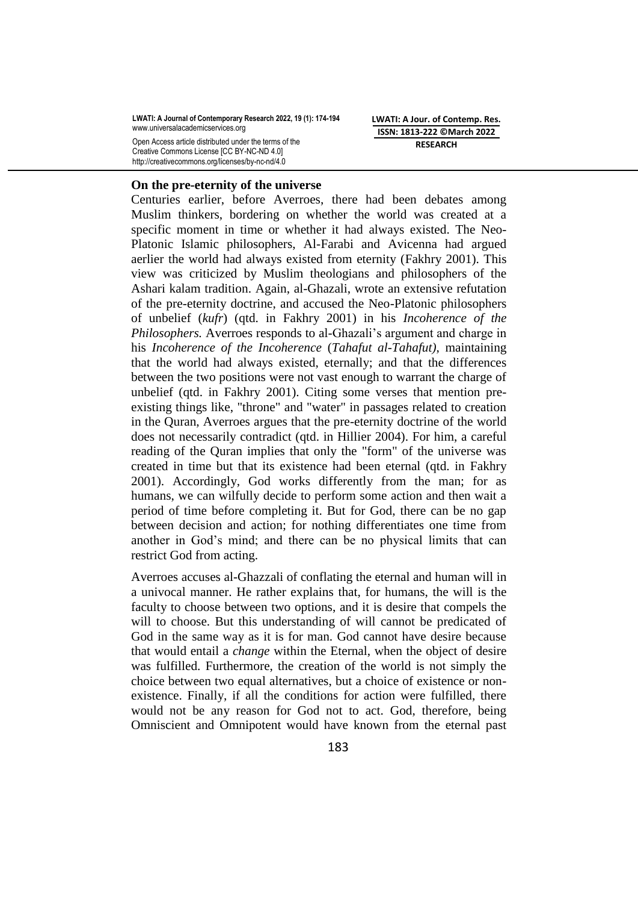**On the pre-eternity of the universe**

Centuries earlier, before Averroes, there had been debates among Muslim thinkers, bordering on whether the world was created at a specific moment in time or whether it had always existed. The Neo-Platonic Islamic philosophers, Al-Farabi and Avicenna had argued aerlier the world had always existed from eternity (Fakhry 2001). This view was criticized by Muslim theologians and philosophers of the Ashari kalam tradition. Again, al-Ghazali, wrote an extensive refutation of the pre-eternity doctrine, and accused the Neo-Platonic philosophers of unbelief (*kufr*) (qtd. in Fakhry 2001) in his *Incoherence of the Philosophers.* Averroes responds to al-Ghazali's argument and charge in his *Incoherence of the Incoherence* (*Tahafut al-Tahafut)*, maintaining that the world had always existed, eternally; and that the differences between the two positions were not vast enough to warrant the charge of unbelief (qtd. in Fakhry 2001). Citing some verses that mention pre-existing things like, "throne" and "water" in passages related to creation in the Quran, Averroes argues that the pre-eternity doctrine of the world does not necessarily contradict (qtd. in Hillier 2004). For him, a careful reading of the Quran implies that only the "form" of the universe was created in time but that its existence had been eternal (qtd. in Fakhry 2001). Accordingly, God works differently from the man; for as humans, we can wilfully decide to perform some action and then wait a period of time before completing it. But for God, there can be no gap between decision and action; for nothing differentiates one time from another in God's mind; and there can be no physical limits that can restrict God from acting.

Averroes accuses al-Ghazzali of conflating the eternal and human will in a univocal manner. He rather explains that, for humans, the will is the faculty to choose between two options, and it is desire that compels the will to choose. But this understanding of will cannot be predicated of God in the same way as it is for man. God cannot have desire because that would entail a *change* within the Eternal, when the object of desire was fulfilled. Furthermore, the creation of the world is not simply the choice between two equal alternatives, but a choice of existence or non-existence. Finally, if all the conditions for action were fulfilled, there would not be any reason for God not to act. God, therefore, being Omniscient and Omnipotent would have known from the eternal past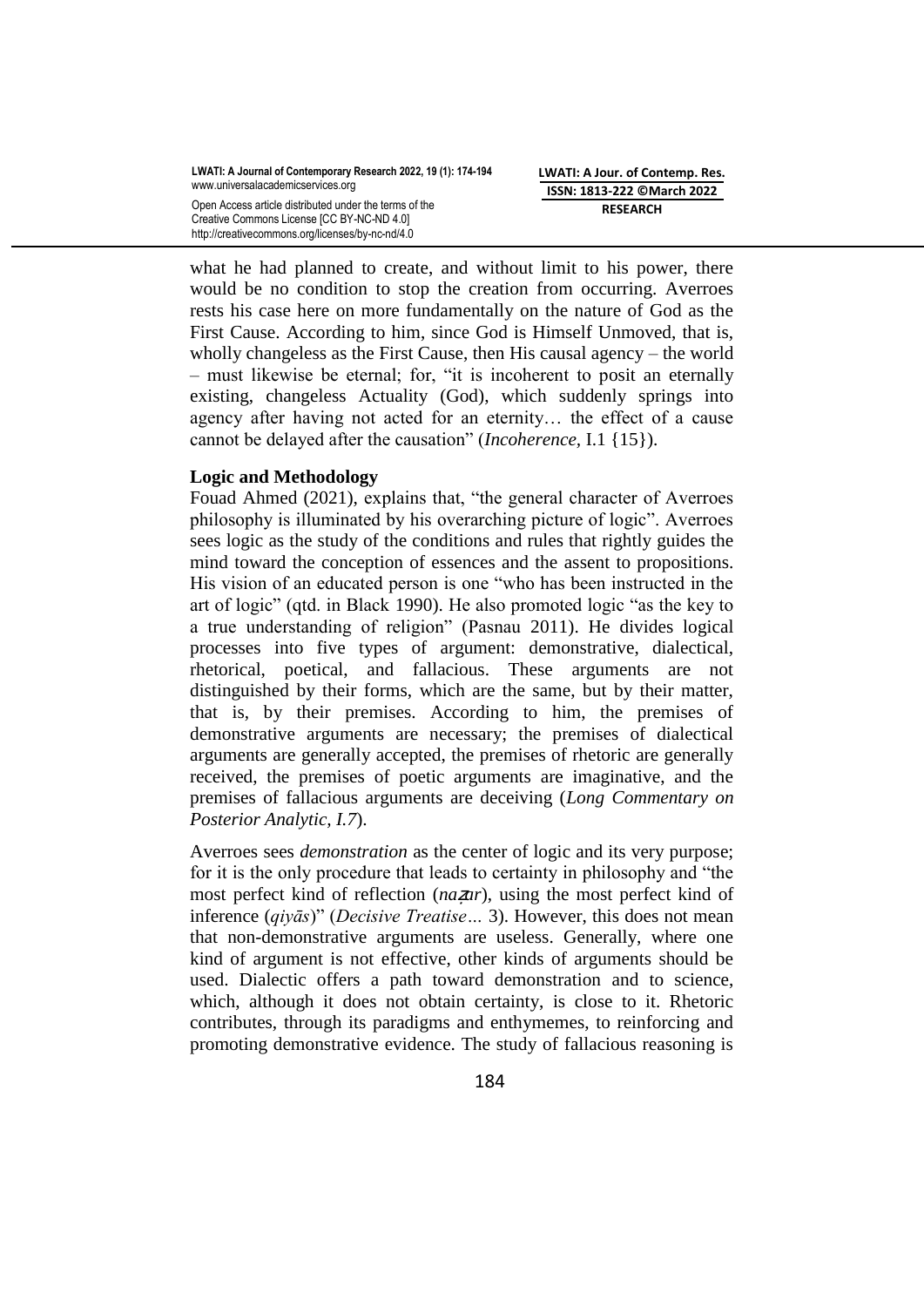what he had planned to create, and without limit to his power, there would be no condition to stop the creation from occurring. Averroes rests his case here on more fundamentally on the nature of God as the First Cause. According to him, since God is Himself Unmoved, that is, wholly changeless as the First Cause, then His causal agency – the world – must likewise be eternal; for, "it is incoherent to posit an eternally existing, changeless Actuality (God), which suddenly springs into agency after having not acted for an eternity… the effect of a cause cannot be delayed after the causation" (*Incoherence,* I.1 {15}).

**Logic and Methodology**

Fouad Ahmed (2021), explains that, "the general character of Averroes philosophy is illuminated by his overarching picture of logic". Averroes sees logic as the study of the conditions and rules that rightly guides the mind toward the conception of essences and the assent to propositions. His vision of an educated person is one "who has been instructed in the art of logic" (qtd. in Black 1990). He also promoted logic "as the key to a true understanding of religion" (Pasnau 2011). He divides logical processes into five types of argument: demonstrative, dialectical, rhetorical, poetical, and fallacious. These arguments are not distinguished by their forms, which are the same, but by their matter, that is, by their premises. According to him, the premises of demonstrative arguments are necessary; the premises of dialectical arguments are generally accepted, the premises of rhetoric are generally received, the premises of poetic arguments are imaginative, and the premises of fallacious arguments are deceiving (*Long Commentary on Posterior Analytic, I.7*).

Averroes sees *demonstration* as the center of logic and its very purpose; for it is the only procedure that leads to certainty in philosophy and "the most perfect kind of reflection (*naẓar*), using the most perfect kind of inference (*qiyās*)" (*Decisive Treatise…* 3). However, this does not mean that non-demonstrative arguments are useless. Generally, where one kind of argument is not effective, other kinds of arguments should be used. Dialectic offers a path toward demonstration and to science, which, although it does not obtain certainty, is close to it. Rhetoric contributes, through its paradigms and enthymemes, to reinforcing and promoting demonstrative evidence. The study of fallacious reasoning is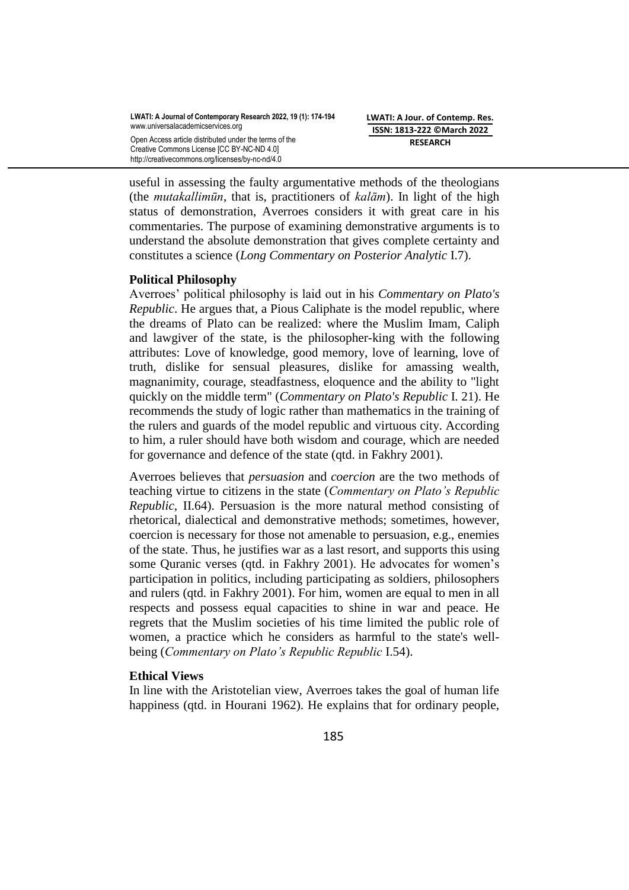useful in assessing the faulty argumentative methods of the theologians (the *mutakallimūn*, that is, practitioners of *kalām*). In light of the high status of demonstration, Averroes considers it with great care in his commentaries. The purpose of examining demonstrative arguments is to understand the absolute demonstration that gives complete certainty and constitutes a science (*Long Commentary on Posterior Analytic* I.7).

**Political Philosophy**

Averroes' political philosophy is laid out in his *Commentary on Plato's Republic*. He argues that, a Pious Caliphate is the model republic, where the dreams of Plato can be realized: where the Muslim Imam, Caliph and lawgiver of the state, is the philosopher-king with the following attributes: Love of knowledge, good memory, love of learning, love of truth, dislike for sensual pleasures, dislike for amassing wealth, magnanimity, courage, steadfastness, eloquence and the ability to "light quickly on the middle term" (*Commentary on Plato's Republic* I. 21). He recommends the study of logic rather than mathematics in the training of the rulers and guards of the model republic and virtuous city. According to him, a ruler should have both wisdom and courage, which are needed for governance and defence of the state (qtd. in Fakhry 2001).

Averroes believes that *persuasion* and *coercion* are the two methods of teaching virtue to citizens in the state (*Commentary on Plato's Republic Republic*, II.64). Persuasion is the more natural method consisting of rhetorical, dialectical and demonstrative methods; sometimes, however, coercion is necessary for those not amenable to persuasion, e.g., enemies of the state. Thus, he justifies war as a last resort, and supports this using some Quranic verses (qtd. in Fakhry 2001). He advocates for women's participation in politics, including participating as soldiers, philosophers and rulers (qtd. in Fakhry 2001). For him, women are equal to men in all respects and possess equal capacities to shine in war and peace. He regrets that the Muslim societies of his time limited the public role of women, a practice which he considers as harmful to the state's well-being (*Commentary on Plato's Republic Republic* I.54).

**Ethical Views**

In line with the Aristotelian view, Averroes takes the goal of human life happiness (qtd. in Hourani 1962). He explains that for ordinary people,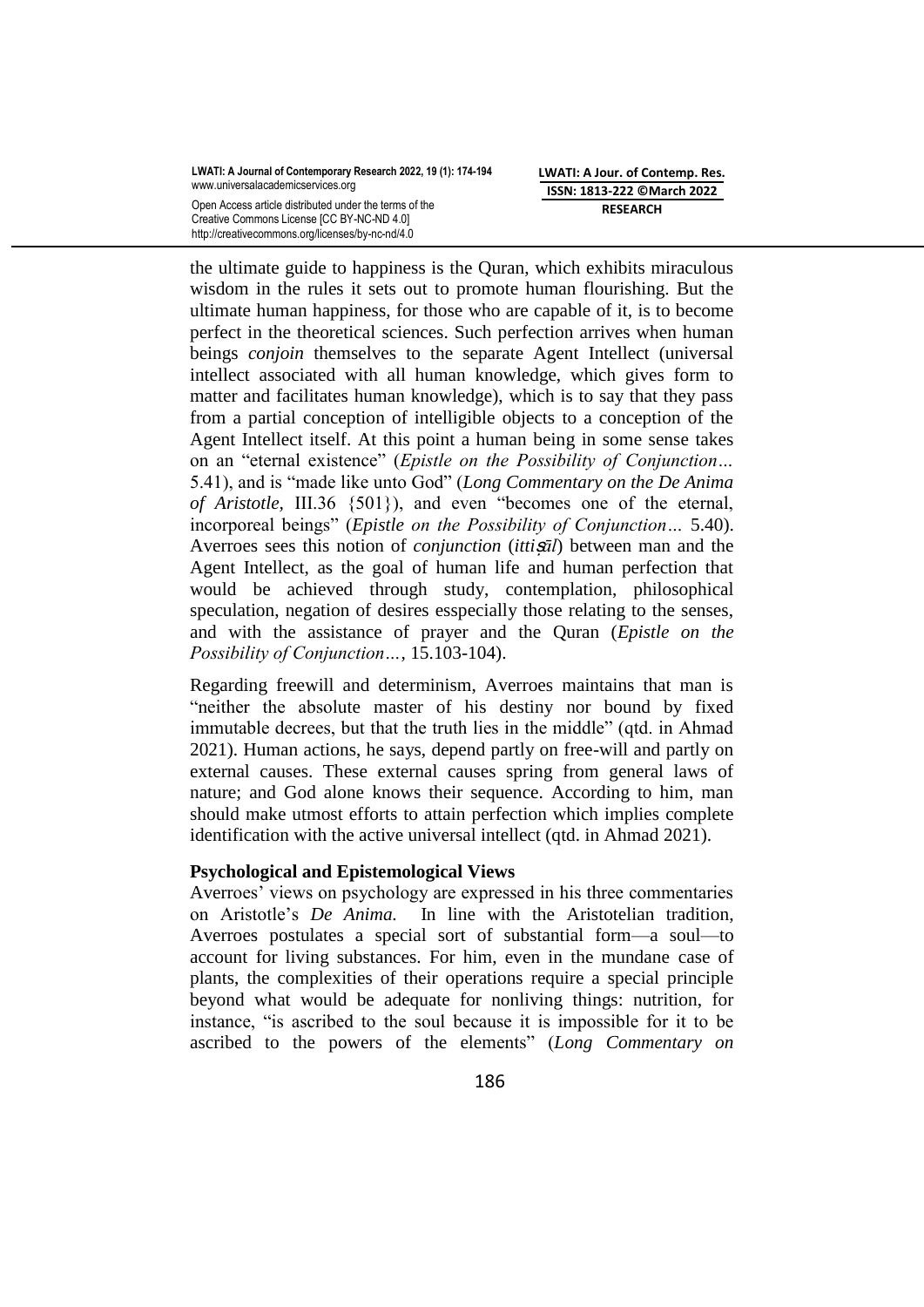the ultimate guide to happiness is the Quran, which exhibits miraculous wisdom in the rules it sets out to promote human flourishing. But the ultimate human happiness, for those who are capable of it, is to become perfect in the theoretical sciences. Such perfection arrives when human beings *conjoin* themselves to the separate Agent Intellect (universal intellect associated with all human knowledge, which gives form to matter and facilitates human knowledge), which is to say that they pass from a partial conception of intelligible objects to a conception of the Agent Intellect itself. At this point a human being in some sense takes on an "eternal existence" (*Epistle on the Possibility of Conjunction…* 5.41), and is "made like unto God" (*Long Commentary on the De Anima of Aristotle*, III.36 {501}), and even "becomes one of the eternal, incorporeal beings" (*Epistle on the Possibility of Conjunction…* 5.40). Averroes sees this notion of *conjunction* (*ittiṣāl*) between man and the Agent Intellect, as the goal of human life and human perfection that would be achieved through study, contemplation, philosophical speculation, negation of desires esspecially those relating to the senses, and with the assistance of prayer and the Quran (*Epistle on the Possibility of Conjunction…*, 15.103-104).

Regarding freewill and determinism, Averroes maintains that man is "neither the absolute master of his destiny nor bound by fixed immutable decrees, but that the truth lies in the middle" (qtd. in Ahmad 2021). Human actions, he says, depend partly on free-will and partly on external causes. These external causes spring from general laws of nature; and God alone knows their sequence. According to him, man should make utmost efforts to attain perfection which implies complete identification with the active universal intellect (qtd. in Ahmad 2021).

**Psychological and Epistemological Views**

Averroes' views on psychology are expressed in his three commentaries on Aristotle's *De Anima.* In line with the Aristotelian tradition, Averroes postulates a special sort of substantial form—a soul—to account for living substances. For him, even in the mundane case of plants, the complexities of their operations require a special principle beyond what would be adequate for nonliving things: nutrition, for instance, "is ascribed to the soul because it is impossible for it to be ascribed to the powers of the elements" (*Long Commentary on*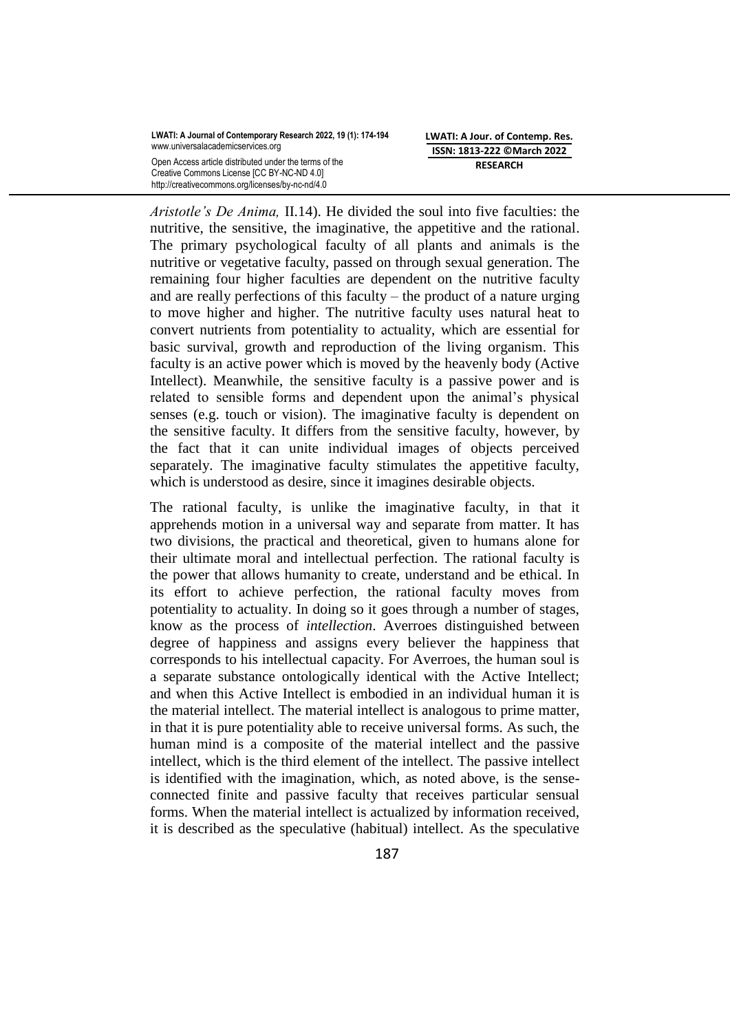*Aristotle's De Anima,* II.14). He divided the soul into five faculties: the nutritive, the sensitive, the imaginative, the appetitive and the rational. The primary psychological faculty of all plants and animals is the nutritive or vegetative faculty, passed on through sexual generation. The remaining four higher faculties are dependent on the nutritive faculty and are really perfections of this faculty – the product of a nature urging to move higher and higher. The nutritive faculty uses natural heat to convert nutrients from potentiality to actuality, which are essential for basic survival, growth and reproduction of the living organism. This faculty is an active power which is moved by the heavenly body (Active Intellect). Meanwhile, the sensitive faculty is a passive power and is related to sensible forms and dependent upon the animal's physical senses (e.g. touch or vision). The imaginative faculty is dependent on the sensitive faculty. It differs from the sensitive faculty, however, by the fact that it can unite individual images of objects perceived separately. The imaginative faculty stimulates the appetitive faculty, which is understood as desire, since it imagines desirable objects.

The rational faculty, is unlike the imaginative faculty, in that it apprehends motion in a universal way and separate from matter. It has two divisions, the practical and theoretical, given to humans alone for their ultimate moral and intellectual perfection. The rational faculty is the power that allows humanity to create, understand and be ethical. In its effort to achieve perfection, the rational faculty moves from potentiality to actuality. In doing so it goes through a number of stages, know as the process of *intellection*. Averroes distinguished between degree of happiness and assigns every believer the happiness that corresponds to his intellectual capacity. For Averroes, the human soul is a separate substance ontologically identical with the Active Intellect; and when this Active Intellect is embodied in an individual human it is the material intellect. The material intellect is analogous to prime matter, in that it is pure potentiality able to receive universal forms. As such, the human mind is a composite of the material intellect and the passive intellect, which is the third element of the intellect. The passive intellect is identified with the imagination, which, as noted above, is the sense-connected finite and passive faculty that receives particular sensual forms. When the material intellect is actualized by information received, it is described as the speculative (habitual) intellect. As the speculative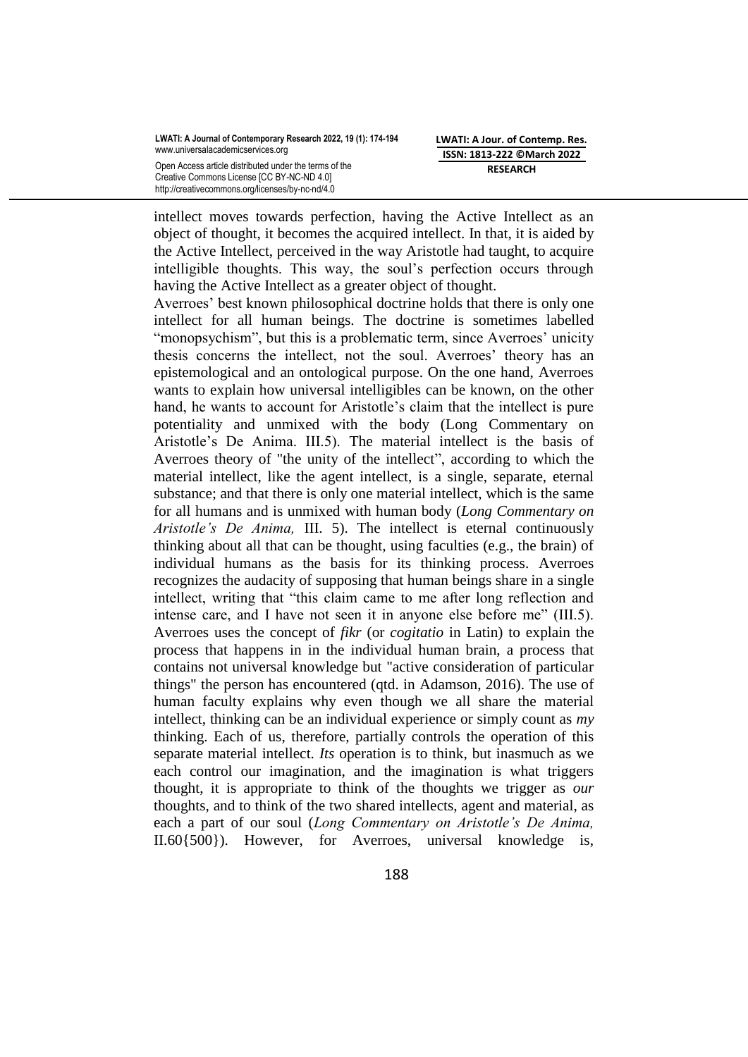intellect moves towards perfection, having the Active Intellect as an object of thought, it becomes the acquired intellect. In that, it is aided by the Active Intellect, perceived in the way Aristotle had taught, to acquire intelligible thoughts. This way, the soul's perfection occurs through having the Active Intellect as a greater object of thought.

Averroes' best known philosophical doctrine holds that there is only one intellect for all human beings. The doctrine is sometimes labelled "monopsychism", but this is a problematic term, since Averroes' unicity thesis concerns the intellect, not the soul. Averroes' theory has an epistemological and an ontological purpose. On the one hand, Averroes wants to explain how universal intelligibles can be known, on the other hand, he wants to account for Aristotle's claim that the intellect is pure potentiality and unmixed with the body (Long Commentary on Aristotle's De Anima. III.5). The material intellect is the basis of Averroes theory of "the unity of the intellect", according to which the material intellect, like the agent intellect, is a single, separate, eternal substance; and that there is only one material intellect, which is the same for all humans and is unmixed with human body (*Long Commentary on Aristotle's De Anima,* III. 5). The intellect is eternal continuously thinking about all that can be thought, using faculties (e.g., the brain) of individual humans as the basis for its thinking process. Averroes recognizes the audacity of supposing that human beings share in a single intellect, writing that "this claim came to me after long reflection and intense care, and I have not seen it in anyone else before me" (III.5). Averroes uses the concept of *fikr* (or *cogitatio* in Latin) to explain the process that happens in in the individual human brain, a process that contains not universal knowledge but "active consideration of particular things" the person has encountered (qtd. in Adamson, 2016). The use of human faculty explains why even though we all share the material intellect, thinking can be an individual experience or simply count as *my* thinking. Each of us, therefore, partially controls the operation of this separate material intellect. *Its* operation is to think, but inasmuch as we each control our imagination, and the imagination is what triggers thought, it is appropriate to think of the thoughts we trigger as *our* thoughts, and to think of the two shared intellects, agent and material, as each a part of our soul (*Long Commentary on Aristotle's De Anima,* II.60{500}). However, for Averroes, universal knowledge is,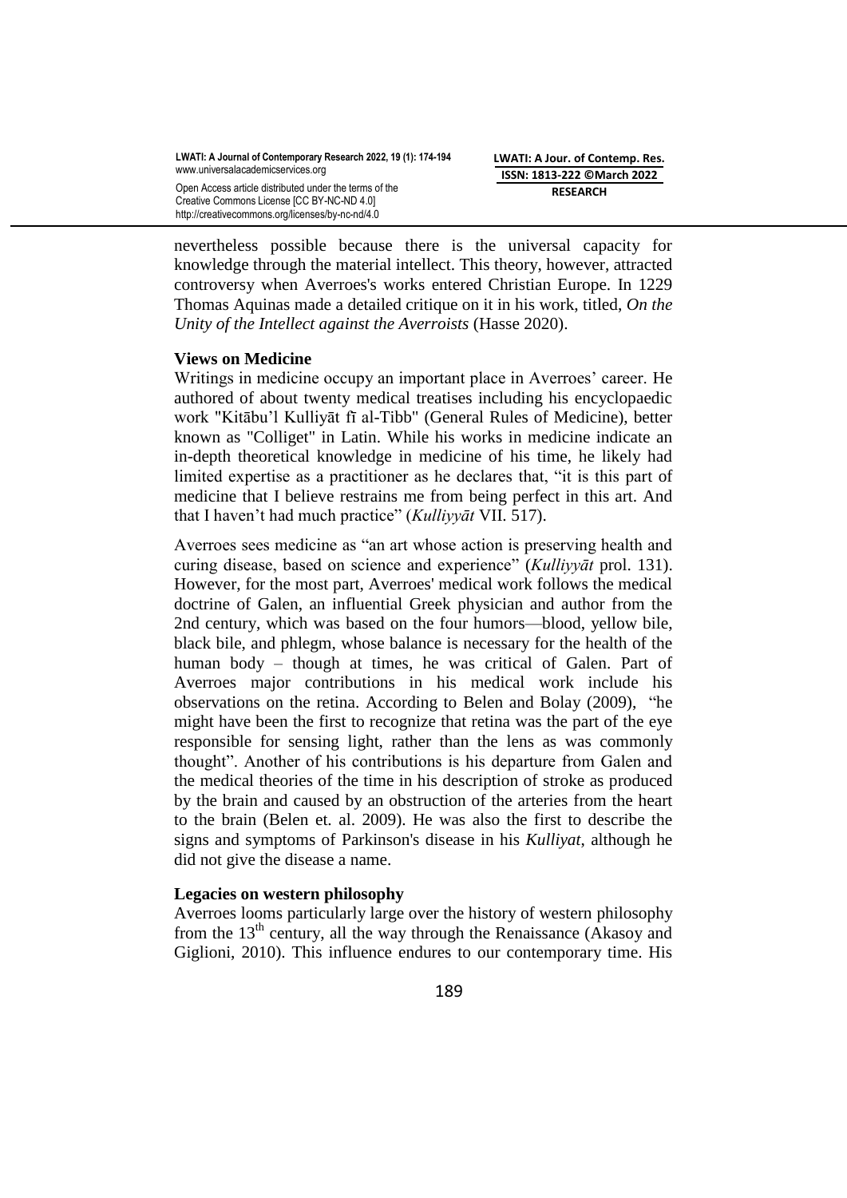nevertheless possible because there is the universal capacity for knowledge through the material intellect. This theory, however, attracted controversy when Averroes's works entered Christian Europe. In 1229 Thomas Aquinas made a detailed critique on it in his work, titled, *On the Unity of the Intellect against the Averroists* (Hasse 2020).

### Views on Medicine

Writings in medicine occupy an important place in Averroes' career. He authored of about twenty medical treatises including his encyclopaedic work "Kitābu'l Kulliyāt fī al-Tibb" (General Rules of Medicine), better known as "Colliget" in Latin. While his works in medicine indicate an in-depth theoretical knowledge in medicine of his time, he likely had limited expertise as a practitioner as he declares that, "it is this part of medicine that I believe restrains me from being perfect in this art. And that I haven't had much practice" (*Kulliyyāt* VII. 517).

Averroes sees medicine as "an art whose action is preserving health and curing disease, based on science and experience" (*Kulliyyāt* prol. 131). However, for the most part, Averroes' medical work follows the medical doctrine of Galen, an influential Greek physician and author from the 2nd century, which was based on the four humors—blood, yellow bile, black bile, and phlegm, whose balance is necessary for the health of the human body – though at times, he was critical of Galen. Part of Averroes major contributions in his medical work include his observations on the retina. According to Belen and Bolay (2009), "he might have been the first to recognize that retina was the part of the eye responsible for sensing light, rather than the lens as was commonly thought". Another of his contributions is his departure from Galen and the medical theories of the time in his description of stroke as produced by the brain and caused by an obstruction of the arteries from the heart to the brain (Belen et. al. 2009). He was also the first to describe the signs and symptoms of Parkinson's disease in his *Kulliyat*, although he did not give the disease a name.

### Legacies on western philosophy

Averroes looms particularly large over the history of western philosophy from the 13th century, all the way through the Renaissance (Akasoy and Giglioni, 2010). This influence endures to our contemporary time. His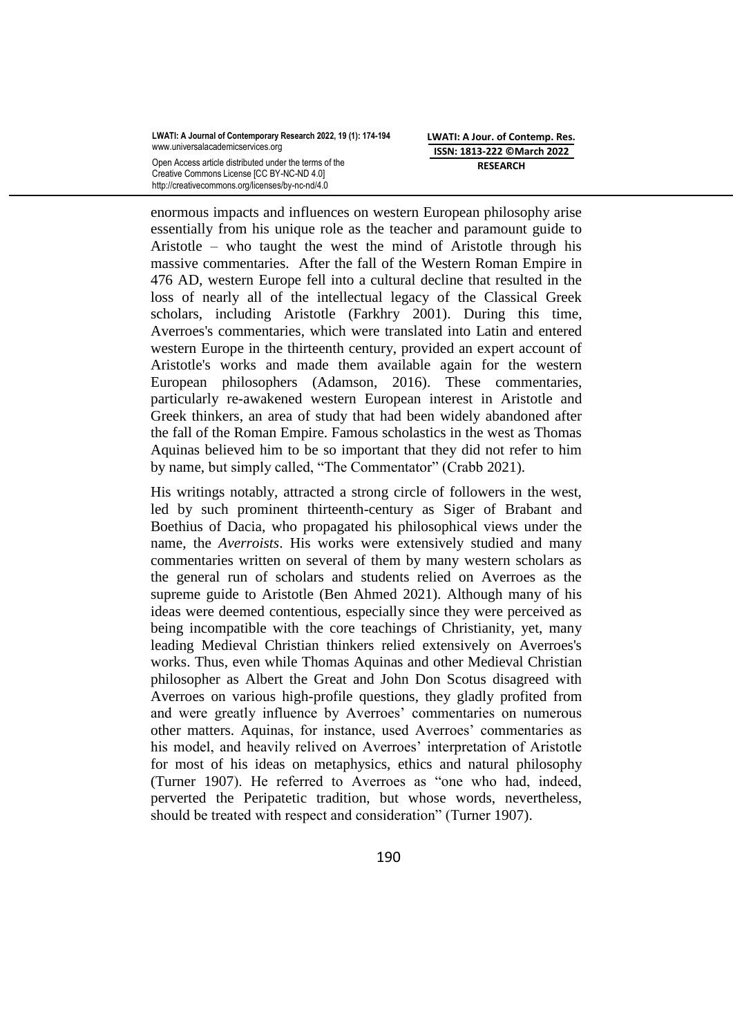enormous impacts and influences on western European philosophy arise essentially from his unique role as the teacher and paramount guide to Aristotle – who taught the west the mind of Aristotle through his massive commentaries. After the fall of the Western Roman Empire in 476 AD, western Europe fell into a cultural decline that resulted in the loss of nearly all of the intellectual legacy of the Classical Greek scholars, including Aristotle (Farkhry 2001). During this time, Averroes's commentaries, which were translated into Latin and entered western Europe in the thirteenth century, provided an expert account of Aristotle's works and made them available again for the western European philosophers (Adamson, 2016). These commentaries, particularly re-awakened western European interest in Aristotle and Greek thinkers, an area of study that had been widely abandoned after the fall of the Roman Empire. Famous scholastics in the west as Thomas Aquinas believed him to be so important that they did not refer to him by name, but simply called, "The Commentator" (Crabb 2021).

His writings notably, attracted a strong circle of followers in the west, led by such prominent thirteenth-century as Siger of Brabant and Boethius of Dacia, who propagated his philosophical views under the name, the *Averroists*. His works were extensively studied and many commentaries written on several of them by many western scholars as the general run of scholars and students relied on Averroes as the supreme guide to Aristotle (Ben Ahmed 2021). Although many of his ideas were deemed contentious, especially since they were perceived as being incompatible with the core teachings of Christianity, yet, many leading Medieval Christian thinkers relied extensively on Averroes's works. Thus, even while Thomas Aquinas and other Medieval Christian philosopher as Albert the Great and John Don Scotus disagreed with Averroes on various high-profile questions, they gladly profited from and were greatly influence by Averroes' commentaries on numerous other matters. Aquinas, for instance, used Averroes' commentaries as his model, and heavily relived on Averroes' interpretation of Aristotle for most of his ideas on metaphysics, ethics and natural philosophy (Turner 1907). He referred to Averroes as "one who had, indeed, perverted the Peripatetic tradition, but whose words, nevertheless, should be treated with respect and consideration" (Turner 1907).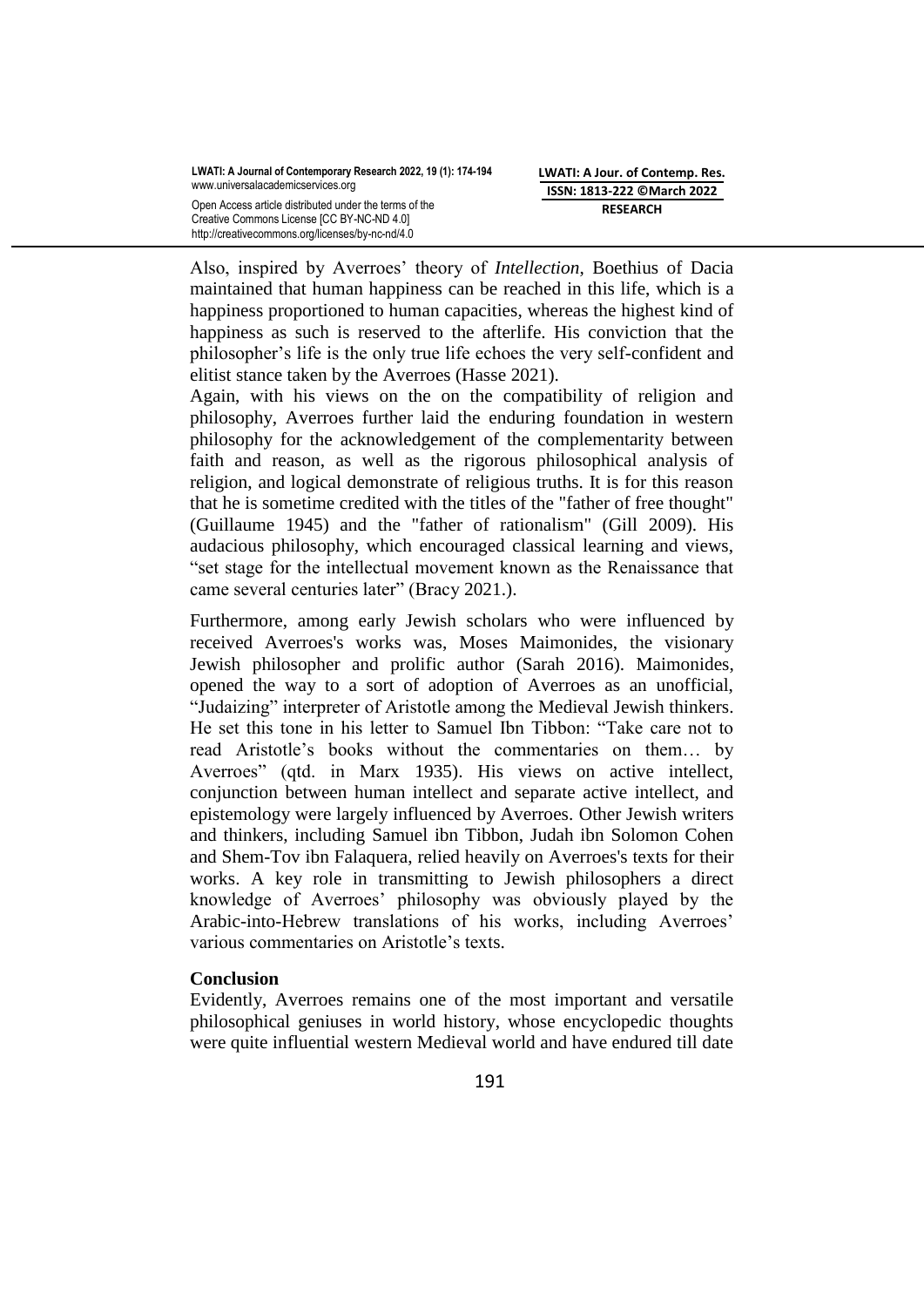Also, inspired by Averroes' theory of *Intellection*, Boethius of Dacia maintained that human happiness can be reached in this life, which is a happiness proportioned to human capacities, whereas the highest kind of happiness as such is reserved to the afterlife. His conviction that the philosopher's life is the only true life echoes the very self-confident and elitist stance taken by the Averroes (Hasse 2021).

Again, with his views on the on the compatibility of religion and philosophy, Averroes further laid the enduring foundation in western philosophy for the acknowledgement of the complementarity between faith and reason, as well as the rigorous philosophical analysis of religion, and logical demonstrate of religious truths. It is for this reason that he is sometime credited with the titles of the "father of free thought" (Guillaume 1945) and the "father of rationalism" (Gill 2009). His audacious philosophy, which encouraged classical learning and views, "set stage for the intellectual movement known as the Renaissance that came several centuries later" (Bracy 2021.).

Furthermore, among early Jewish scholars who were influenced by received Averroes's works was, Moses Maimonides, the visionary Jewish philosopher and prolific author (Sarah 2016). Maimonides, opened the way to a sort of adoption of Averroes as an unofficial, "Judaizing" interpreter of Aristotle among the Medieval Jewish thinkers. He set this tone in his letter to Samuel Ibn Tibbon: "Take care not to read Aristotle's books without the commentaries on them… by Averroes" (qtd. in Marx 1935). His views on active intellect, conjunction between human intellect and separate active intellect, and epistemology were largely influenced by Averroes. Other Jewish writers and thinkers, including Samuel ibn Tibbon, Judah ibn Solomon Cohen and Shem-Tov ibn Falaquera, relied heavily on Averroes's texts for their works. A key role in transmitting to Jewish philosophers a direct knowledge of Averroes' philosophy was obviously played by the Arabic-into-Hebrew translations of his works, including Averroes' various commentaries on Aristotle's texts.

## Conclusion

Evidently, Averroes remains one of the most important and versatile philosophical geniuses in world history, whose encyclopedic thoughts were quite influential western Medieval world and have endured till date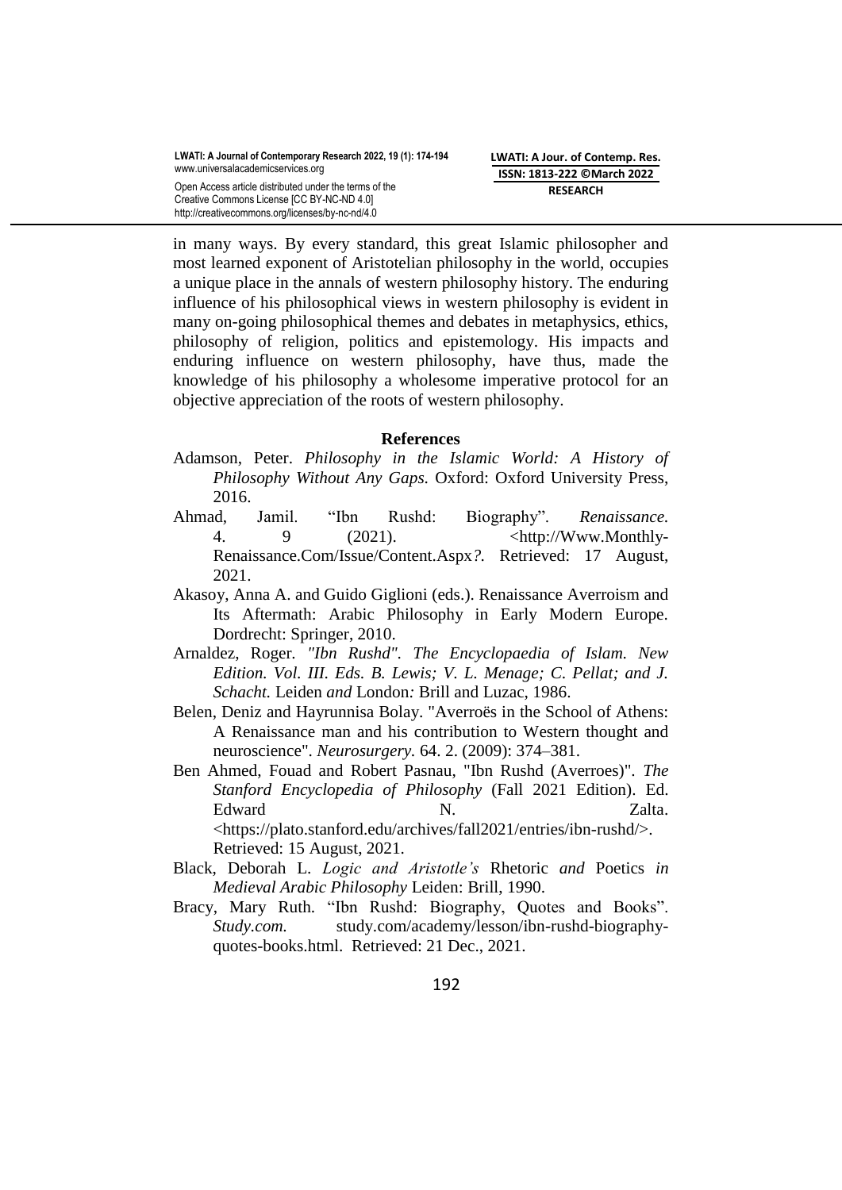in many ways. By every standard, this great Islamic philosopher and most learned exponent of Aristotelian philosophy in the world, occupies a unique place in the annals of western philosophy history. The enduring influence of his philosophical views in western philosophy is evident in many on-going philosophical themes and debates in metaphysics, ethics, philosophy of religion, politics and epistemology. His impacts and enduring influence on western philosophy, have thus, made the knowledge of his philosophy a wholesome imperative protocol for an objective appreciation of the roots of western philosophy.

## References

Adamson, Peter. *Philosophy in the Islamic World: A History of Philosophy Without Any Gaps.* Oxford: Oxford University Press, 2016.

Ahmad, Jamil. "Ibn Rushd: Biography". *Renaissance.* 4. 9 (2021). <http://Www.Monthly-Renaissance.Com/Issue/Content.Aspx*?.* Retrieved: 17 August, 2021.

Akasoy, Anna A. and Guido Giglioni (eds.). Renaissance Averroism and Its Aftermath: Arabic Philosophy in Early Modern Europe. Dordrecht: Springer, 2010.

Arnaldez, Roger. *"Ibn Rushd". The Encyclopaedia of Islam. New Edition. Vol. III. Eds. B. Lewis; V. L. Menage; C. Pellat; and J. Schacht.* Leiden *and* London*:* Brill and Luzac, 1986.

Belen, Deniz and Hayrunnisa Bolay. "Averroës in the School of Athens: A Renaissance man and his contribution to Western thought and neuroscience". *Neurosurgery.* 64. 2. (2009): 374–381.

Ben Ahmed, Fouad and Robert Pasnau, "Ibn Rushd (Averroes)". *The Stanford Encyclopedia of Philosophy* (Fall 2021 Edition). Ed. Edward N. Zalta. <https://plato.stanford.edu/archives/fall2021/entries/ibn-rushd/>. Retrieved: 15 August, 2021.

Black, Deborah L. *Logic and Aristotle's* Rhetoric *and* Poetics *in Medieval Arabic Philosophy* Leiden: Brill, 1990.

Bracy, Mary Ruth. "Ibn Rushd: Biography, Quotes and Books". *Study.com.* study.com/academy/lesson/ibn-rushd-biography-quotes-books.html. Retrieved: 21 Dec., 2021.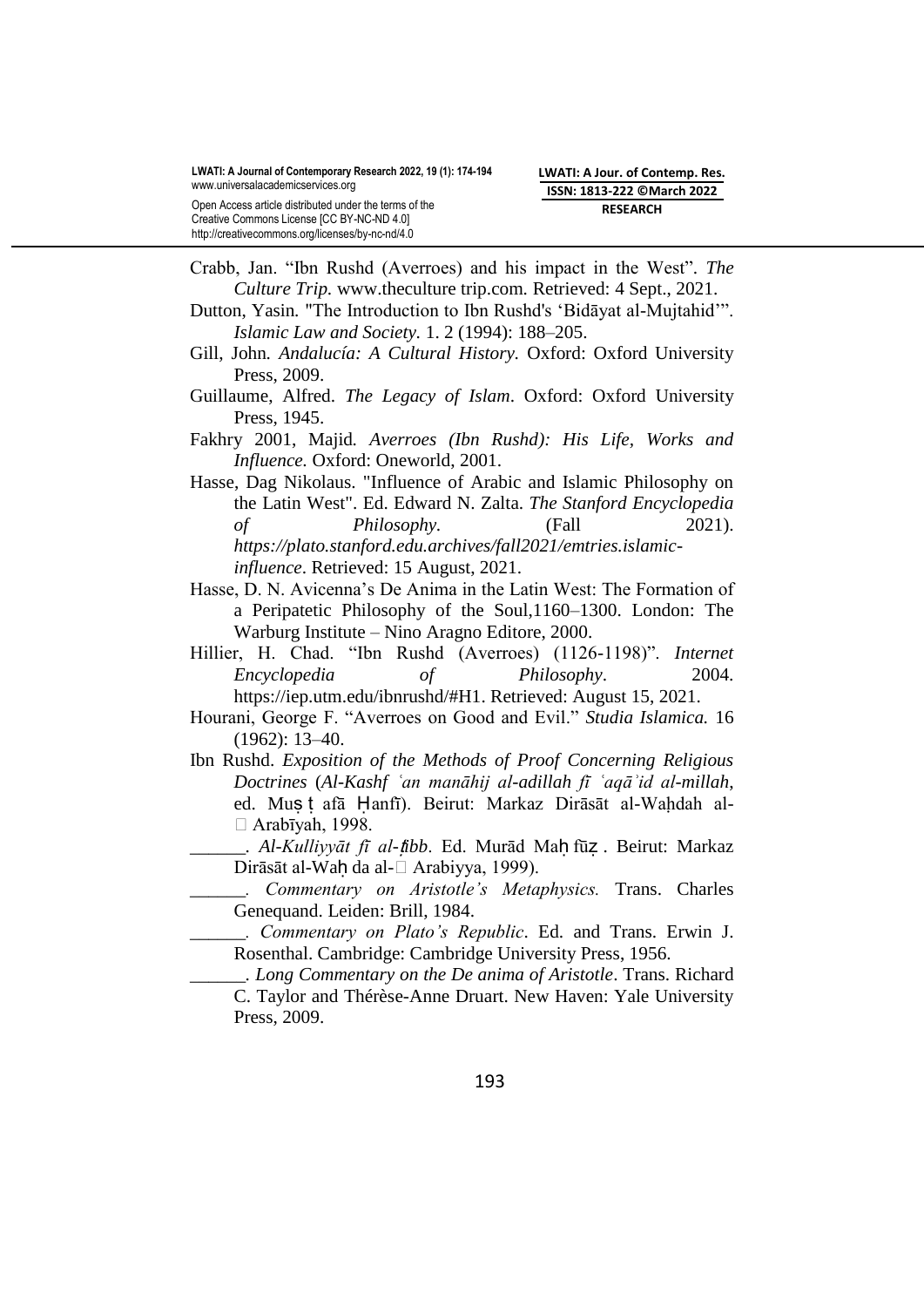Crabb, Jan. "Ibn Rushd (Averroes) and his impact in the West". *The Culture Trip.* www.theculture trip.com. Retrieved: 4 Sept., 2021.

Dutton, Yasin. "The Introduction to Ibn Rushd's 'Bidāyat al-Mujtahid'". *Islamic Law and Society.* 1. 2 (1994): 188–205.

Gill, John. *Andalucía: A Cultural History.* Oxford: Oxford University Press, 2009.

Guillaume, Alfred. *The Legacy of Islam*. Oxford: Oxford University Press, 1945.

Fakhry 2001, Majid. *Averroes (Ibn Rushd): His Life, Works and Influence.* Oxford: Oneworld, 2001.

Hasse, Dag Nikolaus. "Influence of Arabic and Islamic Philosophy on the Latin West". Ed. Edward N. Zalta. *The Stanford Encyclopedia of Philosophy.* (Fall 2021). *https://plato.stanford.edu.archives/fall2021/emtries.islamic-influence*. Retrieved: 15 August, 2021.

Hasse, D. N. Avicenna's De Anima in the Latin West: The Formation of a Peripatetic Philosophy of the Soul,1160–1300. London: The Warburg Institute – Nino Aragno Editore, 2000.

Hillier, H. Chad. "Ibn Rushd (Averroes) (1126-1198)". *Internet Encyclopedia of Philosophy*. 2004. https://iep.utm.edu/ibnrushd/#H1. Retrieved: August 15, 2021.

Hourani, George F. "Averroes on Good and Evil." *Studia Islamica.* 16 (1962): 13–40.

Ibn Rushd. *Exposition of the Methods of Proof Concerning Religious Doctrines* (*Al-Kashf ʿan manāhij al-adillah fī ʿaqāʾid al-millah*, ed. Muṣ ṭ afā Ḥanfī). Beirut: Markaz Dirāsāt al-Waḥdah al-□ Arabīyah, 1998.

______. *Al-Kulliyyāt fī al-ṭibb*. Ed. Murād Maḥ fūẓ . Beirut: Markaz Dirāsāt al-Waḥ da al-□ Arabiyya, 1999).

______. *Commentary on Aristotle's Metaphysics.* Trans. Charles Genequand. Leiden: Brill, 1984.

______. *Commentary on Plato's Republic*. Ed. and Trans. Erwin J. Rosenthal. Cambridge: Cambridge University Press, 1956.

______. *Long Commentary on the De anima of Aristotle*. Trans. Richard C. Taylor and Thérèse-Anne Druart. New Haven: Yale University Press, 2009.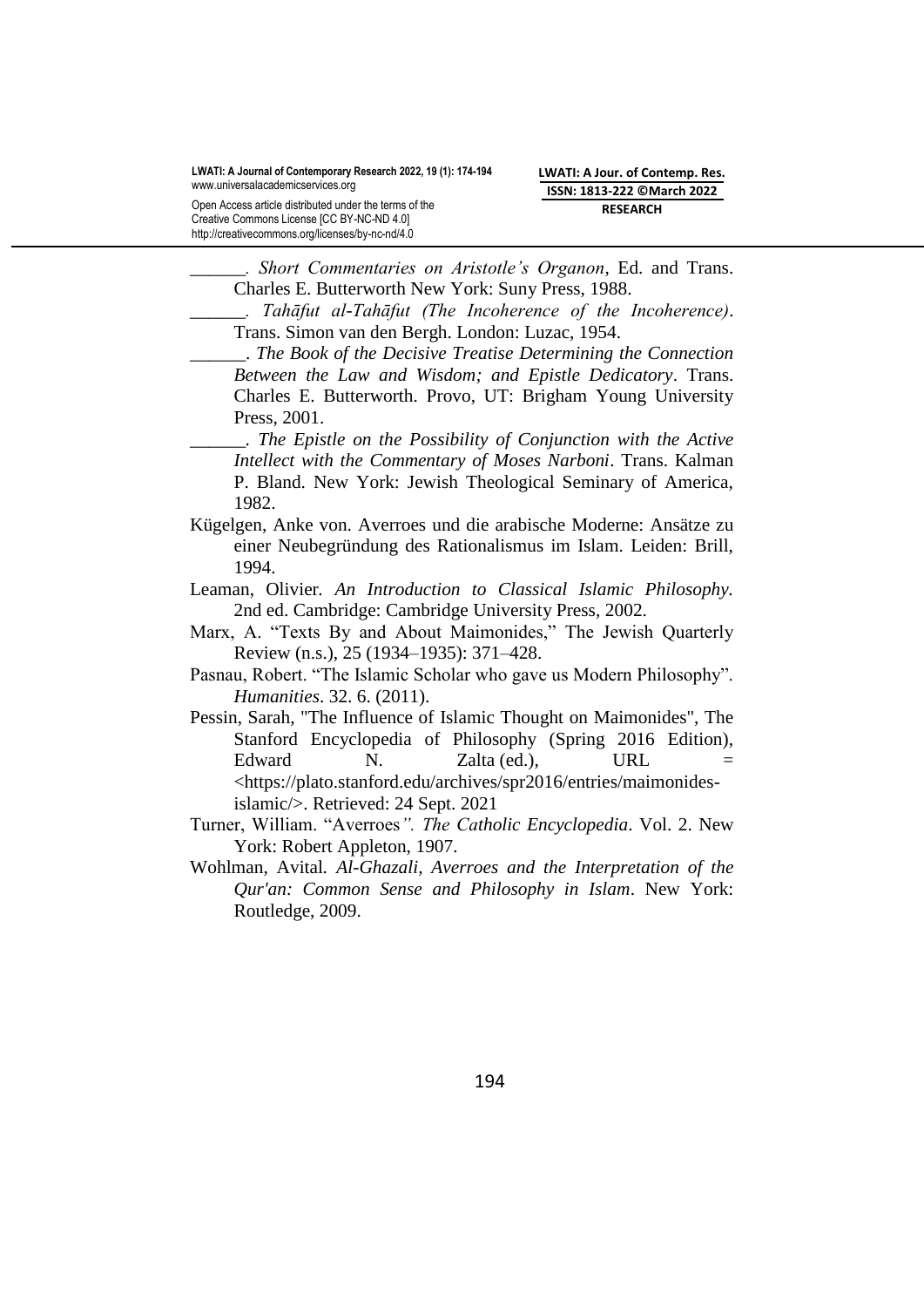______. *Short Commentaries on Aristotle's Organon*, Ed. and Trans. Charles E. Butterworth New York: Suny Press, 1988.

______. *Tahāfut al-Tahāfut (The Incoherence of the Incoherence)*. Trans. Simon van den Bergh. London: Luzac, 1954.

______. *The Book of the Decisive Treatise Determining the Connection Between the Law and Wisdom; and Epistle Dedicatory*. Trans. Charles E. Butterworth. Provo, UT: Brigham Young University Press, 2001.

______. *The Epistle on the Possibility of Conjunction with the Active Intellect with the Commentary of Moses Narboni*. Trans. Kalman P. Bland. New York: Jewish Theological Seminary of America, 1982.

Kügelgen, Anke von. Averroes und die arabische Moderne: Ansätze zu einer Neubegründung des Rationalismus im Islam. Leiden: Brill, 1994.

Leaman, Olivier. *An Introduction to Classical Islamic Philosophy*. 2nd ed. Cambridge: Cambridge University Press, 2002.

Marx, A. "Texts By and About Maimonides," The Jewish Quarterly Review (n.s.), 25 (1934–1935): 371–428.

Pasnau, Robert. "The Islamic Scholar who gave us Modern Philosophy". *Humanities*. 32. 6. (2011).

Pessin, Sarah, "The Influence of Islamic Thought on Maimonides", The Stanford Encyclopedia of Philosophy (Spring 2016 Edition), Edward N. Zalta (ed.), URL = <https://plato.stanford.edu/archives/spr2016/entries/maimonides-islamic/>. Retrieved: 24 Sept. 2021

Turner, William. "Averroes*". The Catholic Encyclopedia*. Vol. 2. New York: Robert Appleton, 1907.

Wohlman, Avital. *Al-Ghazali, Averroes and the Interpretation of the Qur'an: Common Sense and Philosophy in Islam*. New York: Routledge, 2009.